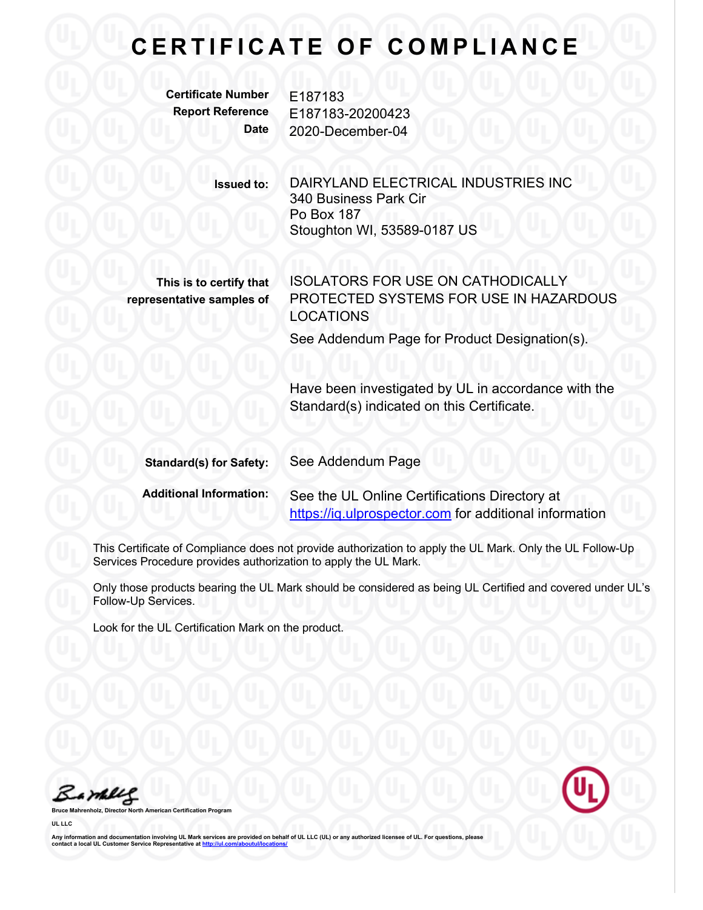# CERTIFICATE OF COMPLIANCE

**Certificate Number** E187183
**Report Reference** E187183-20200423
**Date** 2020-December-04

**Issued to:** DAIRYLAND ELECTRICAL INDUSTRIES INC
340 Business Park Cir
Po Box 187
Stoughton WI, 53589-0187 US

**This is to certify that representative samples of** ISOLATORS FOR USE ON CATHODICALLY PROTECTED SYSTEMS FOR USE IN HAZARDOUS LOCATIONS

See Addendum Page for Product Designation(s).

Have been investigated by UL in accordance with the Standard(s) indicated on this Certificate.

**Standard(s) for Safety:** See Addendum Page

**Additional Information:** See the UL Online Certifications Directory at https://iq.ulprospector.com for additional information

This Certificate of Compliance does not provide authorization to apply the UL Mark. Only the UL Follow-Up Services Procedure provides authorization to apply the UL Mark.

Only those products bearing the UL Mark should be considered as being UL Certified and covered under UL's Follow-Up Services.

Look for the UL Certification Mark on the product.

**Bruce Mahrenholz, Director North American Certification Program**

**UL LLC**

**Any information and documentation involving UL Mark services are provided on behalf of UL LLC (UL) or any authorized licensee of UL. For questions, please contact a local UL Customer Service Representative at http://ul.com/aboutul/locations/**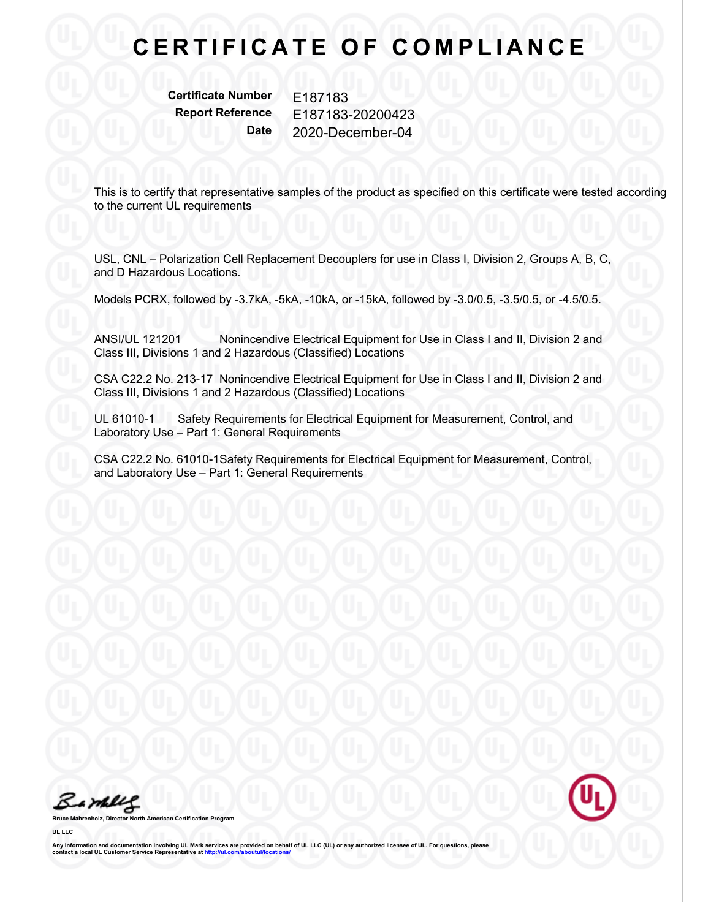# CERTIFICATE OF COMPLIANCE

**Certificate Number** E187183
**Report Reference** E187183-20200423
**Date** 2020-December-04

This is to certify that representative samples of the product as specified on this certificate were tested according to the current UL requirements

USL, CNL – Polarization Cell Replacement Decouplers for use in Class I, Division 2, Groups A, B, C, and D Hazardous Locations.

Models PCRX, followed by -3.7kA, -5kA, -10kA, or -15kA, followed by -3.0/0.5, -3.5/0.5, or -4.5/0.5.

ANSI/UL 121201 Nonincendive Electrical Equipment for Use in Class I and II, Division 2 and Class III, Divisions 1 and 2 Hazardous (Classified) Locations

CSA C22.2 No. 213-17 Nonincendive Electrical Equipment for Use in Class I and II, Division 2 and Class III, Divisions 1 and 2 Hazardous (Classified) Locations

UL 61010-1 Safety Requirements for Electrical Equipment for Measurement, Control, and Laboratory Use – Part 1: General Requirements

CSA C22.2 No. 61010-1Safety Requirements for Electrical Equipment for Measurement, Control, and Laboratory Use – Part 1: General Requirements

**Bruce Mahrenholz, Director North American Certification Program**

**UL LLC**

**Any information and documentation involving UL Mark services are provided on behalf of UL LLC (UL) or any authorized licensee of UL. For questions, please contact a local UL Customer Service Representative at http://ul.com/aboutul/locations/**